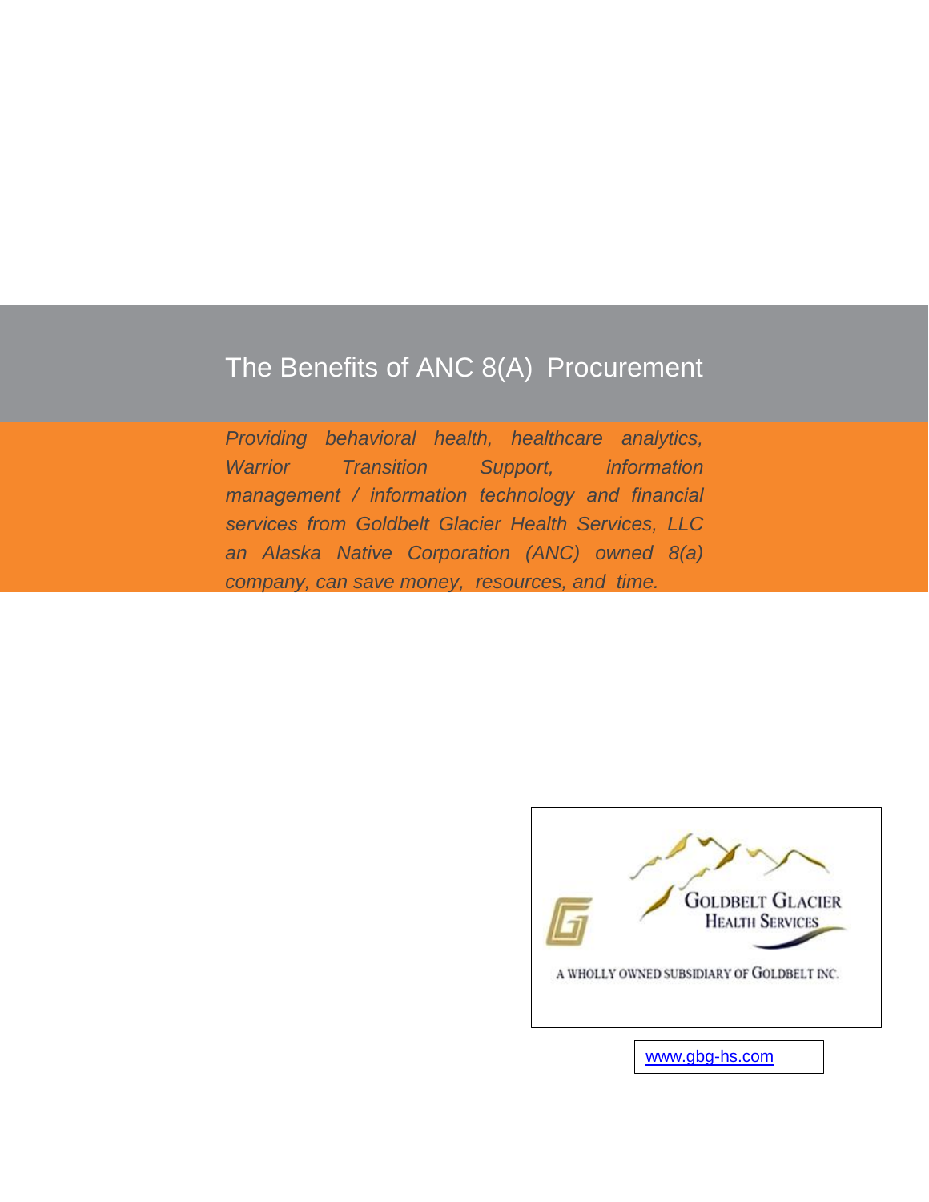# The Benefits of ANC 8(A) Procurement

*Providing behavioral health, healthcare analytics, Warrior Transition Support, information management / information technology and financial services from Goldbelt Glacier Health Services, LLC an Alaska Native Corporation (ANC) owned 8(a) company, can save money, resources, and time.*

GOLDBELT GLACIER HEALTH SERVICES

A WHOLLY OWNED SUBSIDIARY OF GOLDBELT INC.

www.gbg-hs.com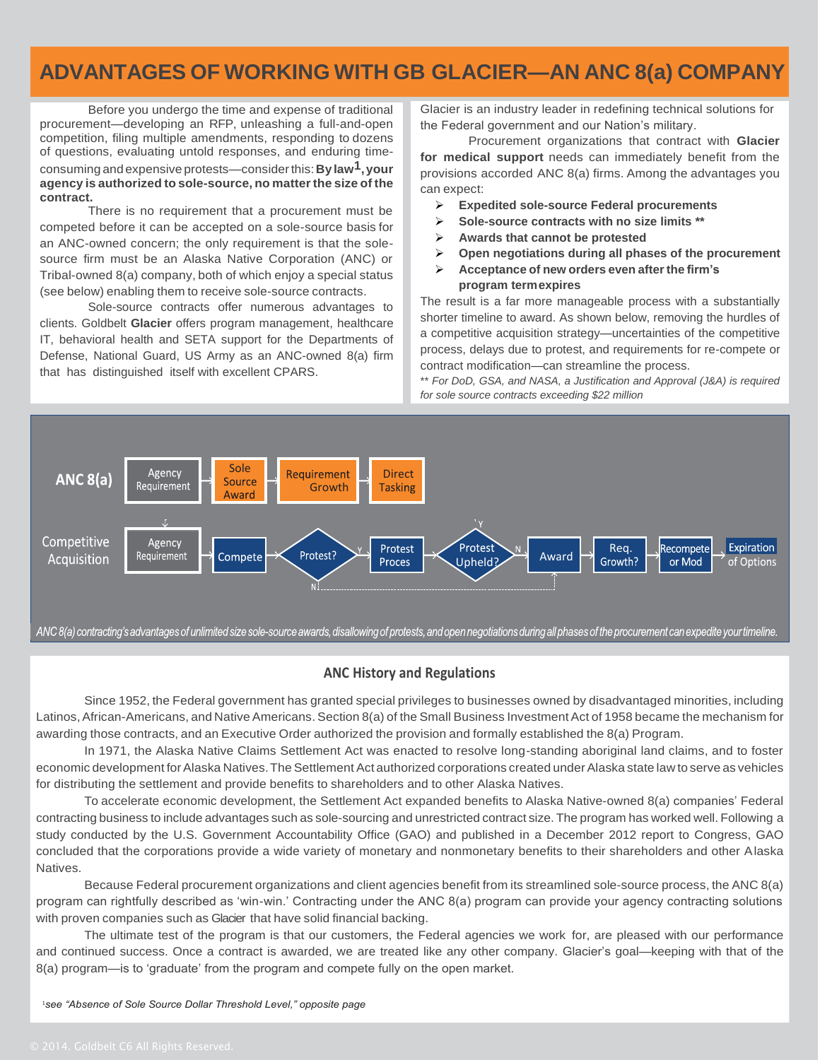# ADVANTAGES OF WORKING WITH GB GLACIER—AN ANC 8(a) COMPANY

Before you undergo the time and expense of traditional procurement—developing an RFP, unleashing a full-and-open competition, filing multiple amendments, responding to dozens of questions, evaluating untold responses, and enduring time-consuming and expensive protests—consider this: **By law[1], your agency is authorized to sole-source, no matter the size of the contract.**

There is no requirement that a procurement must be competed before it can be accepted on a sole-source basis for an ANC-owned concern; the only requirement is that the sole-source firm must be an Alaska Native Corporation (ANC) or Tribal-owned 8(a) company, both of which enjoy a special status (see below) enabling them to receive sole-source contracts.

Sole-source contracts offer numerous advantages to clients. Goldbelt **Glacier** offers program management, healthcare IT, behavioral health and SETA support for the Departments of Defense, National Guard, US Army as an ANC-owned 8(a) firm that has distinguished itself with excellent CPARS. Glacier is an industry leader in redefining technical solutions for the Federal government and our Nation's military.

Procurement organizations that contract with **Glacier for medical support** needs can immediately benefit from the provisions accorded ANC 8(a) firms. Among the advantages you can expect:

- **Expedited sole-source Federal procurements**
- **Sole-source contracts with no size limits \*\***
- **Awards that cannot be protested**
- **Open negotiations during all phases of the procurement**
- **Acceptance of new orders even after the firm's program term expires**

The result is a far more manageable process with a substantially shorter timeline to award. As shown below, removing the hurdles of a competitive acquisition strategy—uncertainties of the competitive process, delays due to protest, and requirements for re-compete or contract modification—can streamline the process.

*\*\* For DoD, GSA, and NASA, a Justification and Approval (J&A) is required for sole source contracts exceeding $22 million*

ANC 8(a)
Agency Requirement → Sole Source Award → Requirement Growth → Direct Tasking

Competitive Acquisition
Agency Requirement → Compete → Protest? → Y → Protest Proces → Protest Upheld? → N → Award → Req. Growth? → Recompete or Mod → Expiration of Options

*ANC 8(a) contracting's advantages of unlimited size sole-source awards, disallowing of protests, and open negotiations during all phases of the procurement can expedite your timeline.*

## ANC History and Regulations

Since 1952, the Federal government has granted special privileges to businesses owned by disadvantaged minorities, including Latinos, African-Americans, and Native Americans. Section 8(a) of the Small Business Investment Act of 1958 became the mechanism for awarding those contracts, and an Executive Order authorized the provision and formally established the 8(a) Program.

In 1971, the Alaska Native Claims Settlement Act was enacted to resolve long-standing aboriginal land claims, and to foster economic development for Alaska Natives. The Settlement Act authorized corporations created under Alaska state law to serve as vehicles for distributing the settlement and provide benefits to shareholders and to other Alaska Natives.

To accelerate economic development, the Settlement Act expanded benefits to Alaska Native-owned 8(a) companies' Federal contracting business to include advantages such as sole-sourcing and unrestricted contract size. The program has worked well. Following a study conducted by the U.S. Government Accountability Office (GAO) and published in a December 2012 report to Congress, GAO concluded that the corporations provide a wide variety of monetary and nonmonetary benefits to their shareholders and other Alaska Natives.

Because Federal procurement organizations and client agencies benefit from its streamlined sole-source process, the ANC 8(a) program can rightfully described as 'win-win.' Contracting under the ANC 8(a) program can provide your agency contracting solutions with proven companies such as Glacier that have solid financial backing.

The ultimate test of the program is that our customers, the Federal agencies we work for, are pleased with our performance and continued success. Once a contract is awarded, we are treated like any other company. Glacier's goal—keeping with that of the 8(a) program—is to 'graduate' from the program and compete fully on the open market.

[1]*see "Absence of Sole Source Dollar Threshold Level," opposite page*

© 2014. Goldbelt C6 All Rights Reserved.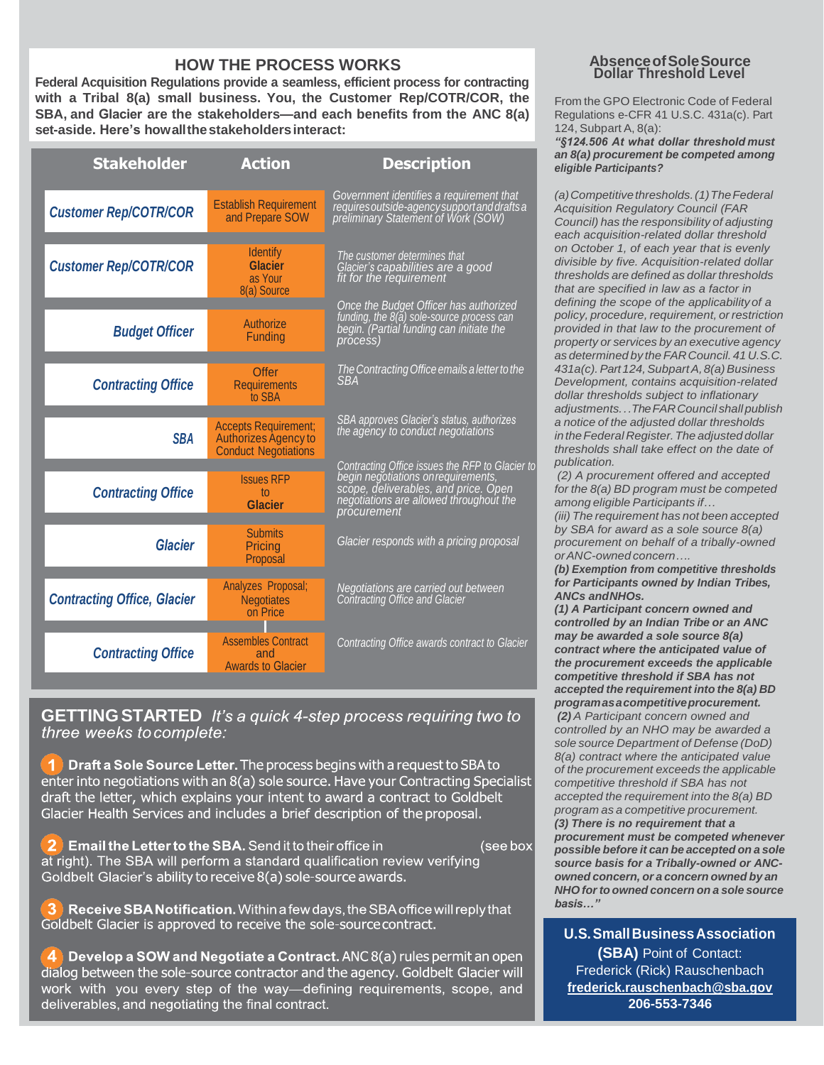## HOW THE PROCESS WORKS

**Federal Acquisition Regulations provide a seamless, efficient process for contracting with a Tribal 8(a) small business. You, the Customer Rep/COTR/COR, the SBA, and Glacier are the stakeholders—and each benefits from the ANC 8(a) set-aside. Here's how all the stakeholders interact:**

| Stakeholder | Action | Description |
|---|---|---|
| *Customer Rep/COTR/COR* | Establish Requirement and Prepare SOW | *Government identifies a requirement that requires outside-agency support and drafts a preliminary Statement of Work (SOW)* |
| *Customer Rep/COTR/COR* | Identify **Glacier** as Your 8(a) Source | *The customer determines that Glacier's capabilities are a good fit for the requirement* |
| *Budget Officer* | Authorize Funding | *Once the Budget Officer has authorized funding, the 8(a) sole-source process can begin. (Partial funding can initiate the process)* |
| *Contracting Office* | Offer Requirements to SBA | *The Contracting Office emails a letter to the SBA* |
| *SBA* | Accepts Requirement; Authorizes Agency to Conduct Negotiations | *SBA approves Glacier's status, authorizes the agency to conduct negotiations* |
| *Contracting Office* | Issues RFP to **Glacier** | *Contracting Office issues the RFP to Glacier to begin negotiations on requirements, scope, deliverables, and price. Open negotiations are allowed throughout the procurement* |
| *Glacier* | Submits Pricing Proposal | *Glacier responds with a pricing proposal* |
| *Contracting Office, Glacier* | Analyzes Proposal; Negotiates on Price | *Negotiations are carried out between Contracting Office and Glacier* |
| *Contracting Office* | Assembles Contract and Awards to Glacier | *Contracting Office awards contract to Glacier* |

## GETTING STARTED *It's a quick 4-step process requiring two to three weeks to complete:*

1. **Draft a Sole Source Letter.** The process begins with a request to SBA to enter into negotiations with an 8(a) sole source. Have your Contracting Specialist draft the letter, which explains your intent to award a contract to Goldbelt Glacier Health Services and includes a brief description of the proposal.

2. **Email the Letter to the SBA.** Send it to their office in (see box at right). The SBA will perform a standard qualification review verifying Goldbelt Glacier's ability to receive 8(a) sole-source awards.

3. **Receive SBA Notification.** Within a few days, the SBA office will reply that Goldbelt Glacier is approved to receive the sole-source contract.

4. **Develop a SOW and Negotiate a Contract.** ANC 8(a) rules permit an open dialog between the sole-source contractor and the agency. Goldbelt Glacier will work with you every step of the way—defining requirements, scope, and deliverables, and negotiating the final contract.

## Absence of Sole Source Dollar Threshold Level

From the GPO Electronic Code of Federal Regulations e-CFR 41 U.S.C. 431a(c). Part 124, Subpart A, 8(a):

***"§124.506 At what dollar threshold must an 8(a) procurement be competed among eligible Participants?***

*(a) Competitive thresholds. (1) The Federal Acquisition Regulatory Council (FAR Council) has the responsibility of adjusting each acquisition-related dollar threshold on October 1, of each year that is evenly divisible by five. Acquisition-related dollar thresholds are defined as dollar thresholds that are specified in law as a factor in defining the scope of the applicability of a policy, procedure, requirement, or restriction provided in that law to the procurement of property or services by an executive agency as determined by the FAR Council. 41 U.S.C. 431a(c). Part 124, Subpart A, 8(a) Business Development, contains acquisition-related dollar thresholds subject to inflationary adjustments. . . The FAR Council shall publish a notice of the adjusted dollar thresholds in the Federal Register. The adjusted dollar thresholds shall take effect on the date of publication.*

*(2) A procurement offered and accepted for the 8(a) BD program must be competed among eligible Participants if…*

*(iii) The requirement has not been accepted by SBA for award as a sole source 8(a) procurement on behalf of a tribally-owned or ANC-owned concern….*

***(b) Exemption from competitive thresholds for Participants owned by Indian Tribes, ANCs and NHOs.***

***(1) A Participant concern owned and controlled by an Indian Tribe or an ANC may be awarded a sole source 8(a) contract where the anticipated value of the procurement exceeds the applicable competitive threshold if SBA has not accepted the requirement into the 8(a) BD program as a competitive procurement.***

*(2) A Participant concern owned and controlled by an NHO may be awarded a sole source Department of Defense (DoD) 8(a) contract where the anticipated value of the procurement exceeds the applicable competitive threshold if SBA has not accepted the requirement into the 8(a) BD program as a competitive procurement.*

***(3) There is no requirement that a procurement must be competed whenever possible before it can be accepted on a sole source basis for a Tribally-owned or ANC-owned concern, or a concern owned by an NHO for to owned concern on a sole source basis…"***

**U.S. Small Business Association (SBA)** Point of Contact:
Frederick (Rick) Rauschenbach
**frederick.rauschenbach@sba.gov**
**206-553-7346**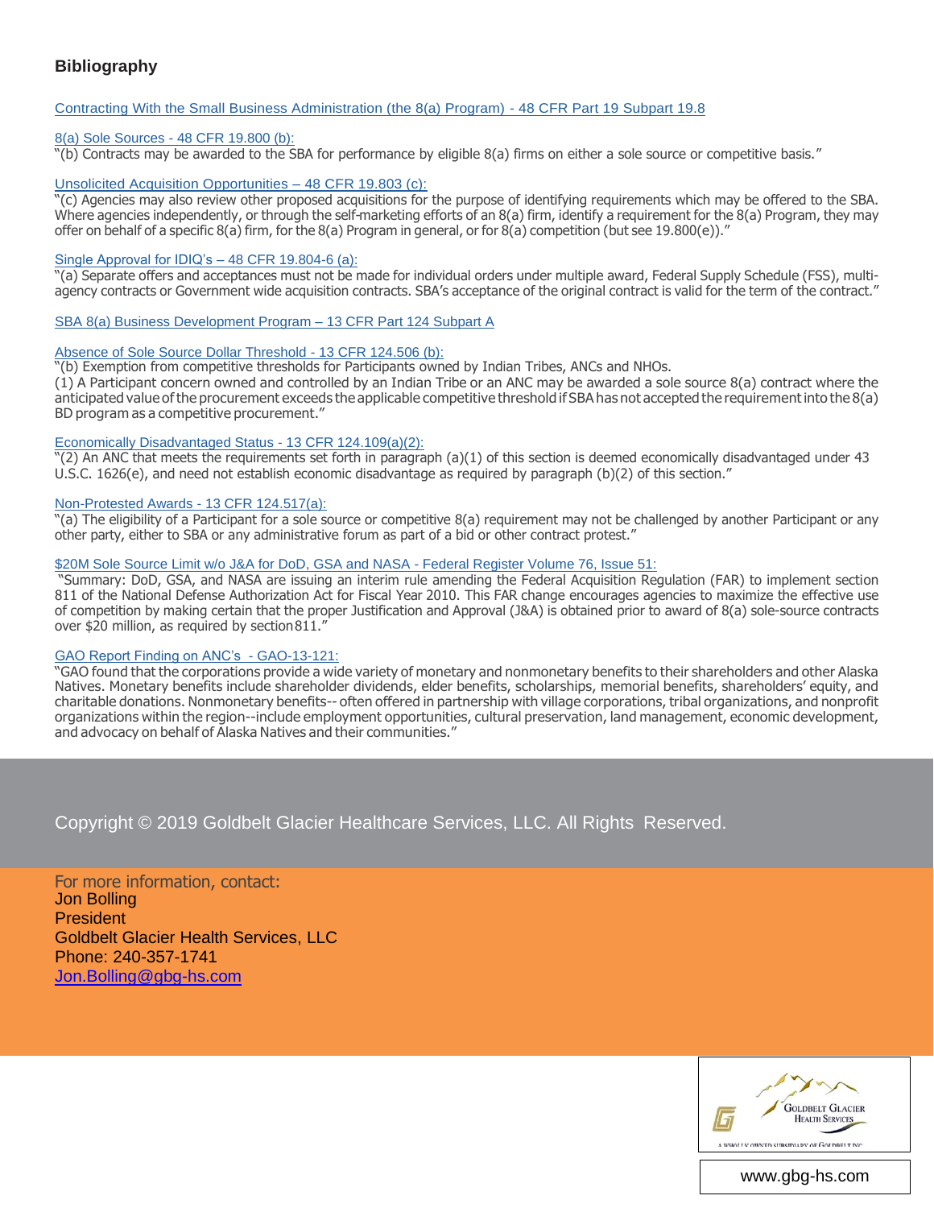## Bibliography

Contracting With the Small Business Administration (the 8(a) Program) - 48 CFR Part 19 Subpart 19.8

8(a) Sole Sources - 48 CFR 19.800 (b):
"(b) Contracts may be awarded to the SBA for performance by eligible 8(a) firms on either a sole source or competitive basis."

Unsolicited Acquisition Opportunities – 48 CFR 19.803 (c):
"(c) Agencies may also review other proposed acquisitions for the purpose of identifying requirements which may be offered to the SBA. Where agencies independently, or through the self-marketing efforts of an 8(a) firm, identify a requirement for the 8(a) Program, they may offer on behalf of a specific 8(a) firm, for the 8(a) Program in general, or for 8(a) competition (but see 19.800(e))."

Single Approval for IDIQ's – 48 CFR 19.804-6 (a):
"(a) Separate offers and acceptances must not be made for individual orders under multiple award, Federal Supply Schedule (FSS), multi-agency contracts or Government wide acquisition contracts. SBA's acceptance of the original contract is valid for the term of the contract."

SBA 8(a) Business Development Program – 13 CFR Part 124 Subpart A

Absence of Sole Source Dollar Threshold - 13 CFR 124.506 (b):
"(b) Exemption from competitive thresholds for Participants owned by Indian Tribes, ANCs and NHOs.
(1) A Participant concern owned and controlled by an Indian Tribe or an ANC may be awarded a sole source 8(a) contract where the anticipated value of the procurement exceeds the applicable competitive threshold if SBA has not accepted the requirement into the 8(a) BD program as a competitive procurement."

Economically Disadvantaged Status - 13 CFR 124.109(a)(2):
"(2) An ANC that meets the requirements set forth in paragraph (a)(1) of this section is deemed economically disadvantaged under 43 U.S.C. 1626(e), and need not establish economic disadvantage as required by paragraph (b)(2) of this section."

Non-Protested Awards - 13 CFR 124.517(a):
"(a) The eligibility of a Participant for a sole source or competitive 8(a) requirement may not be challenged by another Participant or any other party, either to SBA or any administrative forum as part of a bid or other contract protest."

$20M Sole Source Limit w/o J&A for DoD, GSA and NASA - Federal Register Volume 76, Issue 51:
"Summary: DoD, GSA, and NASA are issuing an interim rule amending the Federal Acquisition Regulation (FAR) to implement section 811 of the National Defense Authorization Act for Fiscal Year 2010. This FAR change encourages agencies to maximize the effective use of competition by making certain that the proper Justification and Approval (J&A) is obtained prior to award of 8(a) sole-source contracts over $20 million, as required by section 811."

GAO Report Finding on ANC's - GAO-13-121:
"GAO found that the corporations provide a wide variety of monetary and nonmonetary benefits to their shareholders and other Alaska Natives. Monetary benefits include shareholder dividends, elder benefits, scholarships, memorial benefits, shareholders' equity, and charitable donations. Nonmonetary benefits-- often offered in partnership with village corporations, tribal organizations, and nonprofit organizations within the region--include employment opportunities, cultural preservation, land management, economic development, and advocacy on behalf of Alaska Natives and their communities."

Copyright © 2019 Goldbelt Glacier Healthcare Services, LLC. All Rights Reserved.

For more information, contact:
Jon Bolling
President
Goldbelt Glacier Health Services, LLC
Phone: 240-357-1741
Jon.Bolling@gbg-hs.com

GOLDBELT GLACIER HEALTH SERVICES
A WHOLLY OWNED SUBSIDIARY OF GOLDBELT INC

www.gbg-hs.com